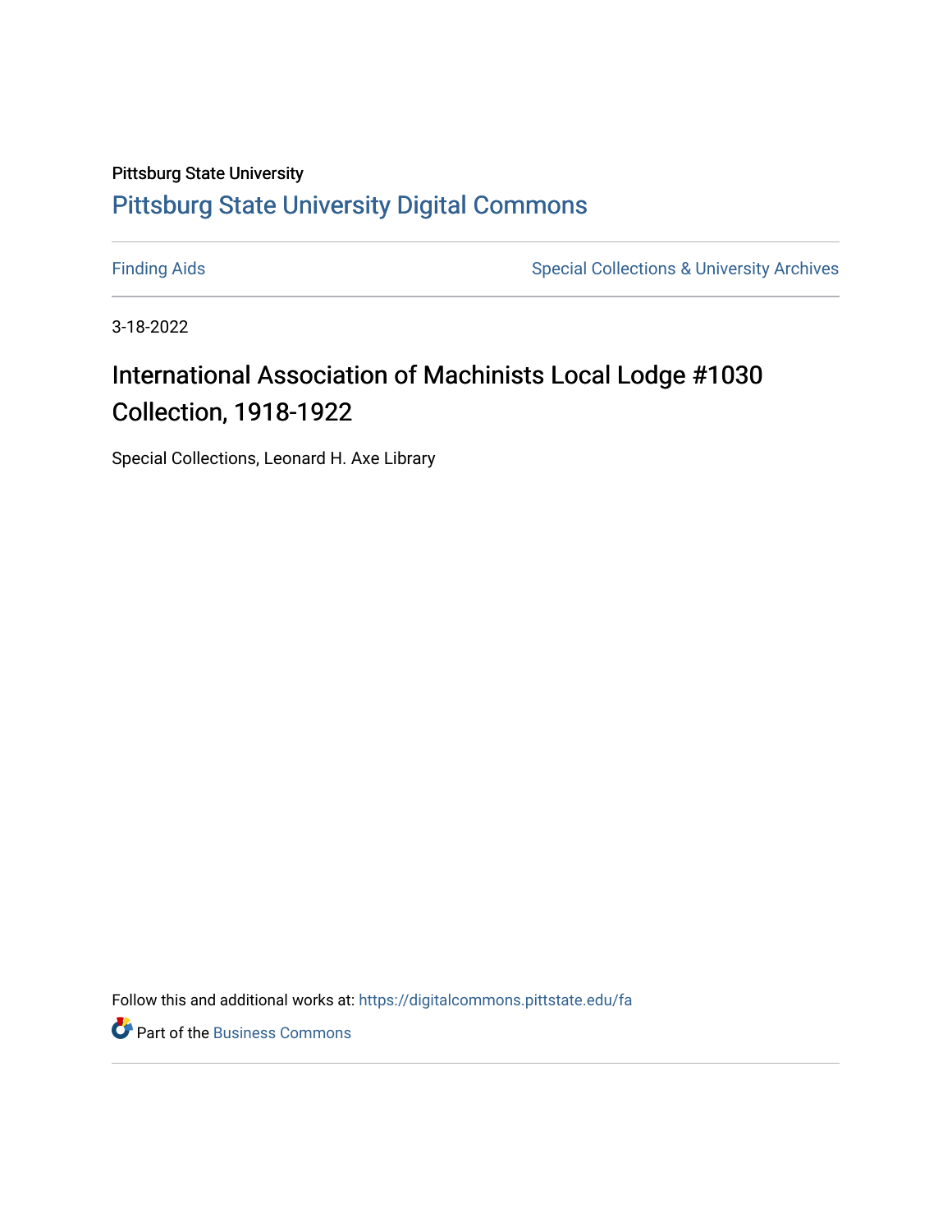Pittsburg State University

# Pittsburg State University Digital Commons

Finding Aids

Special Collections & University Archives

3-18-2022

## International Association of Machinists Local Lodge #1030 Collection, 1918-1922

Special Collections, Leonard H. Axe Library

Follow this and additional works at: https://digitalcommons.pittstate.edu/fa

Part of the Business Commons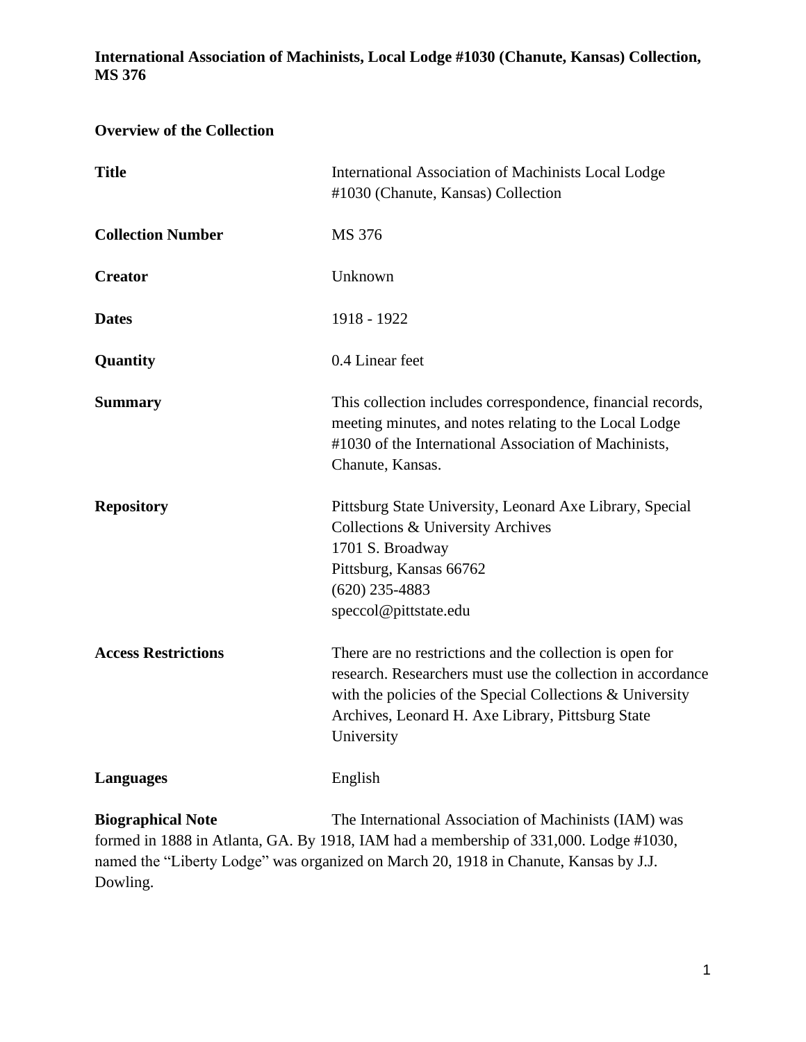**International Association of Machinists, Local Lodge #1030 (Chanute, Kansas) Collection, MS 376**

**Overview of the Collection**

| | |
|---|---|
| **Title** | International Association of Machinists Local Lodge #1030 (Chanute, Kansas) Collection |
| **Collection Number** | MS 376 |
| **Creator** | Unknown |
| **Dates** | 1918 - 1922 |
| **Quantity** | 0.4 Linear feet |
| **Summary** | This collection includes correspondence, financial records, meeting minutes, and notes relating to the Local Lodge #1030 of the International Association of Machinists, Chanute, Kansas. |
| **Repository** | Pittsburg State University, Leonard Axe Library, Special Collections & University Archives<br>1701 S. Broadway<br>Pittsburg, Kansas 66762<br>(620) 235-4883<br>speccol@pittstate.edu |
| **Access Restrictions** | There are no restrictions and the collection is open for research. Researchers must use the collection in accordance with the policies of the Special Collections & University Archives, Leonard H. Axe Library, Pittsburg State University |
| **Languages** | English |

**Biographical Note** The International Association of Machinists (IAM) was formed in 1888 in Atlanta, GA. By 1918, IAM had a membership of 331,000. Lodge #1030, named the "Liberty Lodge" was organized on March 20, 1918 in Chanute, Kansas by J.J. Dowling.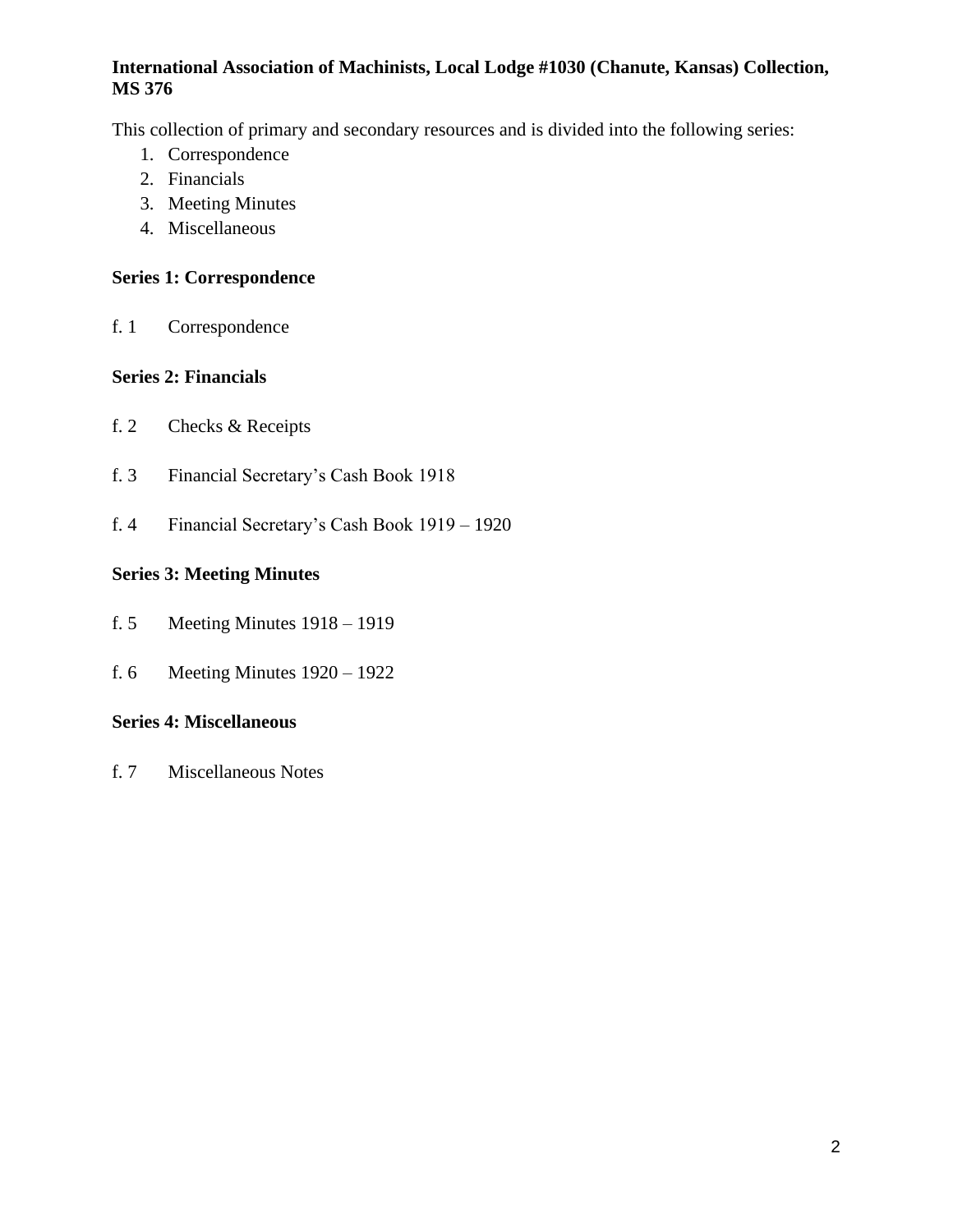**International Association of Machinists, Local Lodge #1030 (Chanute, Kansas) Collection, MS 376**

This collection of primary and secondary resources and is divided into the following series:

1. Correspondence
2. Financials
3. Meeting Minutes
4. Miscellaneous

**Series 1: Correspondence**

f. 1 Correspondence

**Series 2: Financials**

f. 2 Checks & Receipts

f. 3 Financial Secretary's Cash Book 1918

f. 4 Financial Secretary's Cash Book 1919 – 1920

**Series 3: Meeting Minutes**

f. 5 Meeting Minutes 1918 – 1919

f. 6 Meeting Minutes 1920 – 1922

**Series 4: Miscellaneous**

f. 7 Miscellaneous Notes